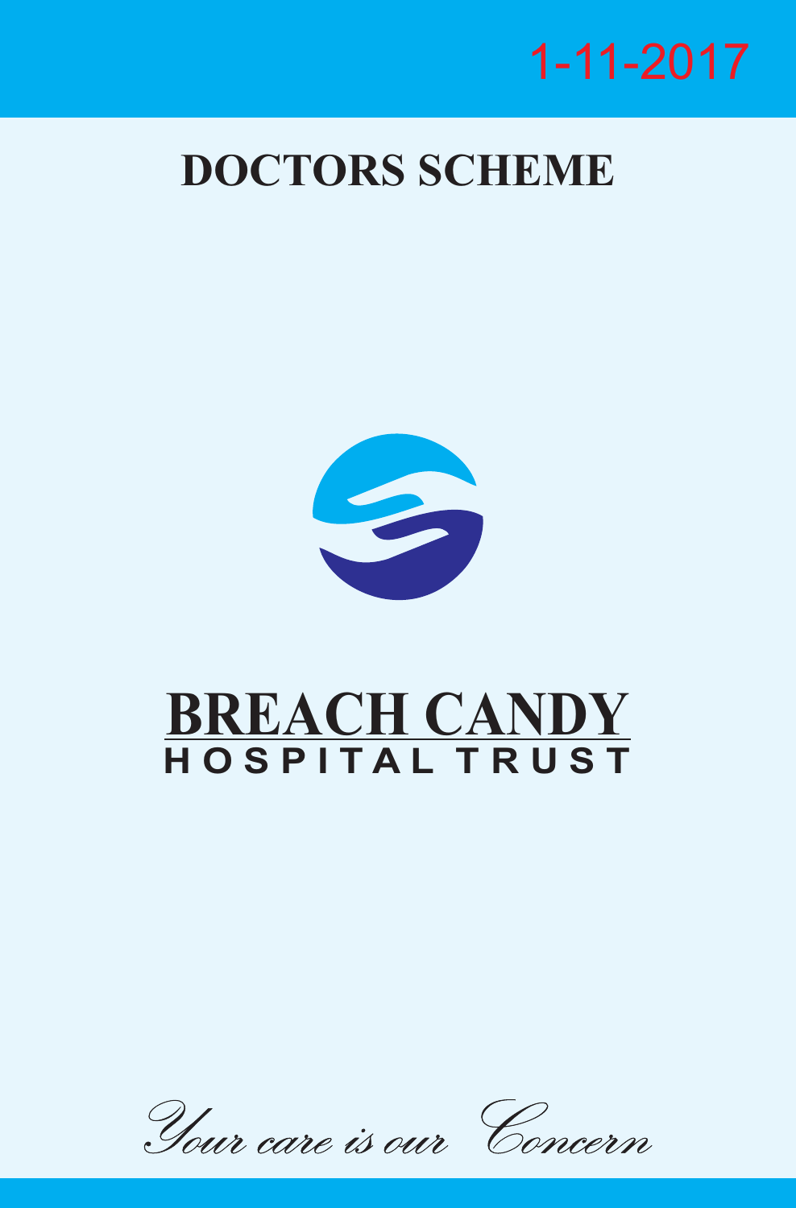1-11-2017

# DOCTORS SCHEME

# BREACH CANDY

## HOSPITAL TRUST

*Your care is our Concern*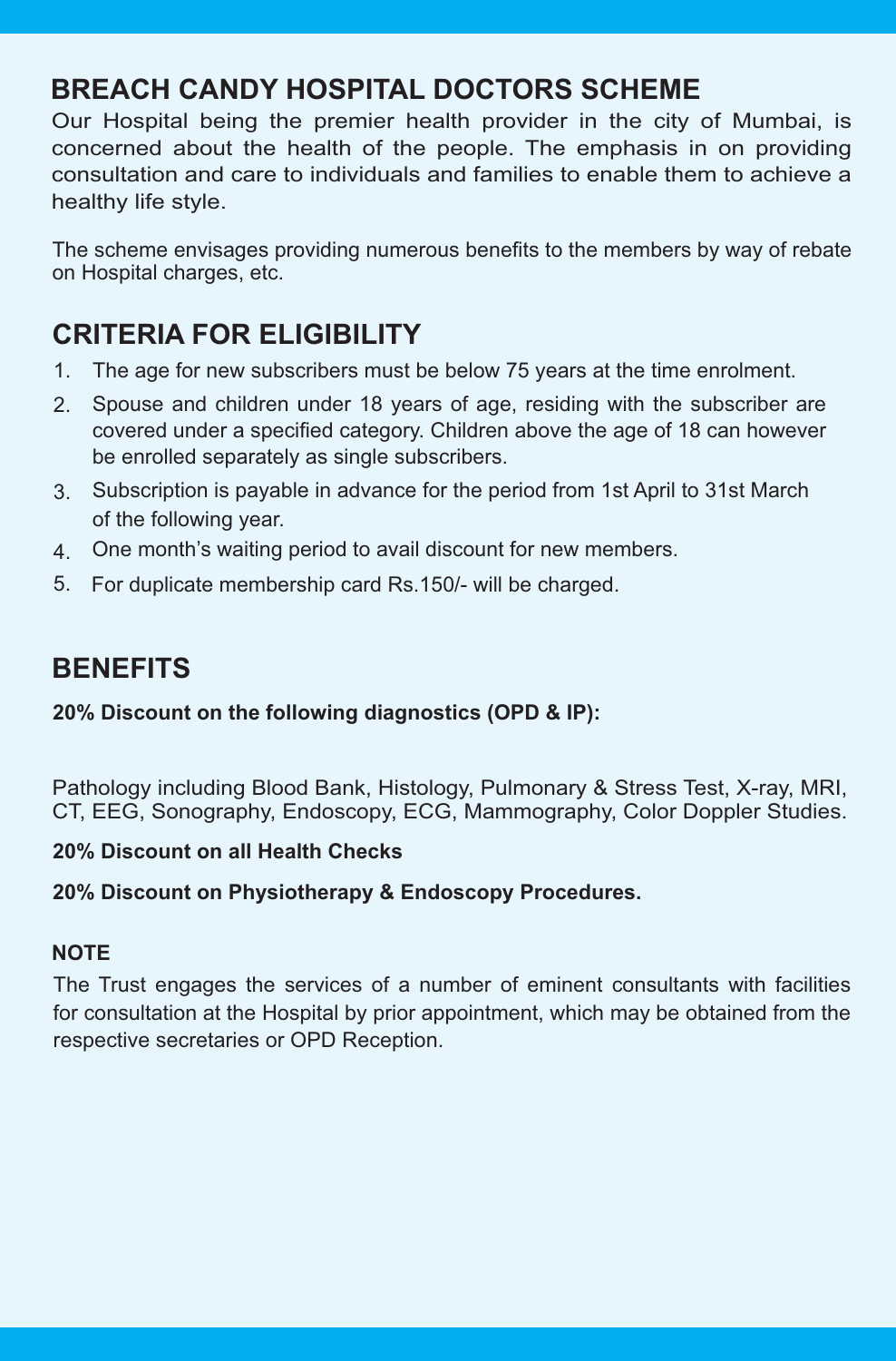## BREACH CANDY HOSPITAL DOCTORS SCHEME

Our Hospital being the premier health provider in the city of Mumbai, is concerned about the health of the people. The emphasis in on providing consultation and care to individuals and families to enable them to achieve a healthy life style.

The scheme envisages providing numerous benefits to the members by way of rebate on Hospital charges, etc.

## CRITERIA FOR ELIGIBILITY

1. The age for new subscribers must be below 75 years at the time enrolment.
2. Spouse and children under 18 years of age, residing with the subscriber are covered under a specified category. Children above the age of 18 can however be enrolled separately as single subscribers.
3. Subscription is payable in advance for the period from 1st April to 31st March of the following year.
4. One month's waiting period to avail discount for new members.
5. For duplicate membership card Rs.150/- will be charged.

## BENEFITS

**20% Discount on the following diagnostics (OPD & IP):**

Pathology including Blood Bank, Histology, Pulmonary & Stress Test, X-ray, MRI, CT, EEG, Sonography, Endoscopy, ECG, Mammography, Color Doppler Studies.

**20% Discount on all Health Checks**

**20% Discount on Physiotherapy & Endoscopy Procedures.**

### NOTE

The Trust engages the services of a number of eminent consultants with facilities for consultation at the Hospital by prior appointment, which may be obtained from the respective secretaries or OPD Reception.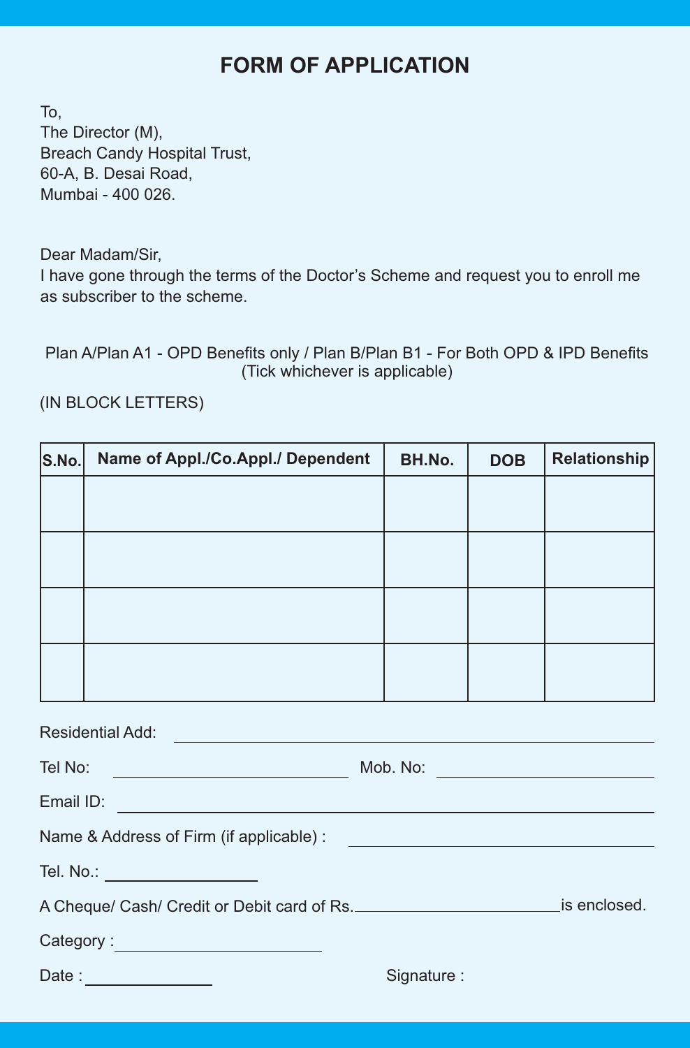# FORM OF APPLICATION

To,
The Director (M),
Breach Candy Hospital Trust,
60-A, B. Desai Road,
Mumbai - 400 026.

Dear Madam/Sir,
I have gone through the terms of the Doctor's Scheme and request you to enroll me as subscriber to the scheme.

Plan A/Plan A1 - OPD Benefits only / Plan B/Plan B1 - For Both OPD & IPD Benefits
(Tick whichever is applicable)

(IN BLOCK LETTERS)

| S.No. | Name of Appl./Co.Appl./ Dependent | BH.No. | DOB | Relationship |
|---|---|---|---|---|
| | | | | |
| | | | | |
| | | | | |
| | | | | |

Residential Add: ______________________________

Tel No: ____________________ Mob. No: ____________________

Email ID: ______________________________

Name & Address of Firm (if applicable) : ____________________

Tel. No.: ____________

A Cheque/ Cash/ Credit or Debit card of Rs.____________________is enclosed.

Category : ____________________

Date : ____________ Signature :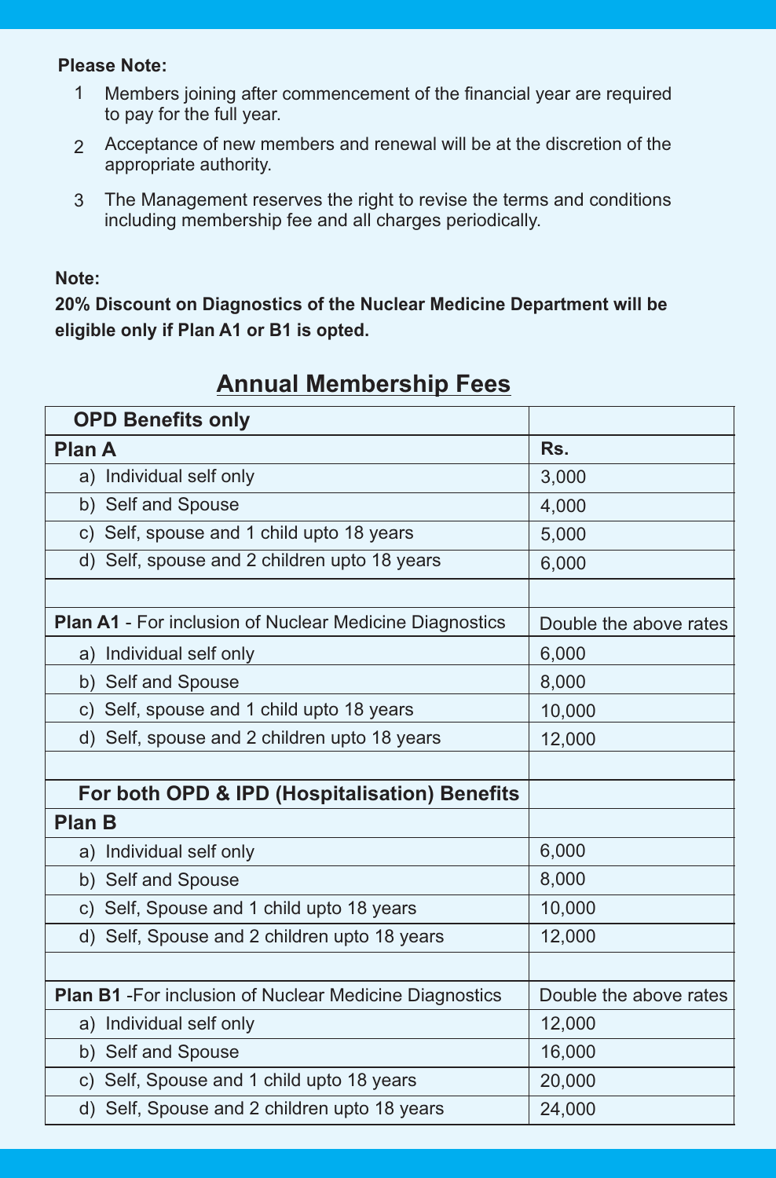**Please Note:**

1. Members joining after commencement of the financial year are required to pay for the full year.
2. Acceptance of new members and renewal will be at the discretion of the appropriate authority.
3. The Management reserves the right to revise the terms and conditions including membership fee and all charges periodically.

**Note:**

**20% Discount on Diagnostics of the Nuclear Medicine Department will be eligible only if Plan A1 or B1 is opted.**

## Annual Membership Fees

| | |
|---|---|
| **OPD Benefits only** | |
| **Plan A** | **Rs.** |
| a) Individual self only | 3,000 |
| b) Self and Spouse | 4,000 |
| c) Self, spouse and 1 child upto 18 years | 5,000 |
| d) Self, spouse and 2 children upto 18 years | 6,000 |
| | |
| **Plan A1** - For inclusion of Nuclear Medicine Diagnostics | Double the above rates |
| a) Individual self only | 6,000 |
| b) Self and Spouse | 8,000 |
| c) Self, spouse and 1 child upto 18 years | 10,000 |
| d) Self, spouse and 2 children upto 18 years | 12,000 |
| | |
| **For both OPD & IPD (Hospitalisation) Benefits** | |
| **Plan B** | |
| a) Individual self only | 6,000 |
| b) Self and Spouse | 8,000 |
| c) Self, Spouse and 1 child upto 18 years | 10,000 |
| d) Self, Spouse and 2 children upto 18 years | 12,000 |
| | |
| **Plan B1** -For inclusion of Nuclear Medicine Diagnostics | Double the above rates |
| a) Individual self only | 12,000 |
| b) Self and Spouse | 16,000 |
| c) Self, Spouse and 1 child upto 18 years | 20,000 |
| d) Self, Spouse and 2 children upto 18 years | 24,000 |